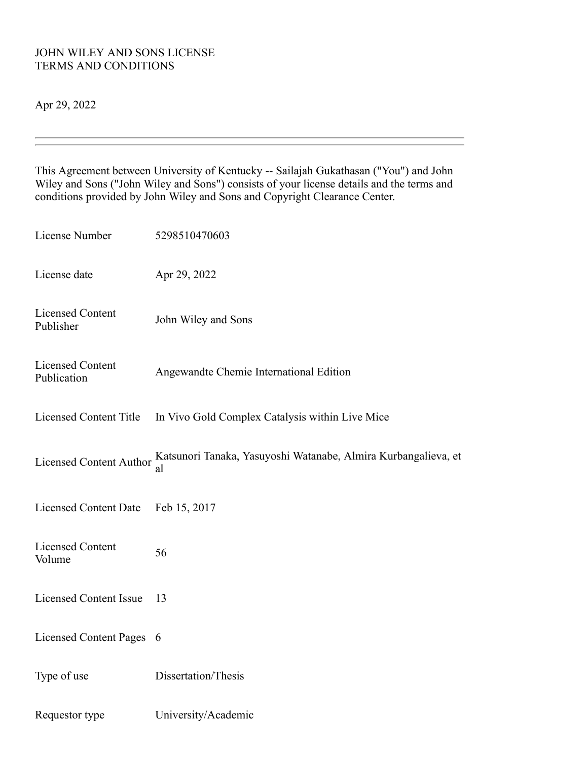JOHN WILEY AND SONS LICENSE
TERMS AND CONDITIONS

Apr 29, 2022

---

This Agreement between University of Kentucky -- Sailajah Gukathasan ("You") and John Wiley and Sons ("John Wiley and Sons") consists of your license details and the terms and conditions provided by John Wiley and Sons and Copyright Clearance Center.

| | |
|---|---|
| License Number | 5298510470603 |
| License date | Apr 29, 2022 |
| Licensed Content Publisher | John Wiley and Sons |
| Licensed Content Publication | Angewandte Chemie International Edition |
| Licensed Content Title | In Vivo Gold Complex Catalysis within Live Mice |
| Licensed Content Author | Katsunori Tanaka, Yasuyoshi Watanabe, Almira Kurbangalieva, et al |
| Licensed Content Date | Feb 15, 2017 |
| Licensed Content Volume | 56 |
| Licensed Content Issue | 13 |
| Licensed Content Pages | 6 |
| Type of use | Dissertation/Thesis |
| Requestor type | University/Academic |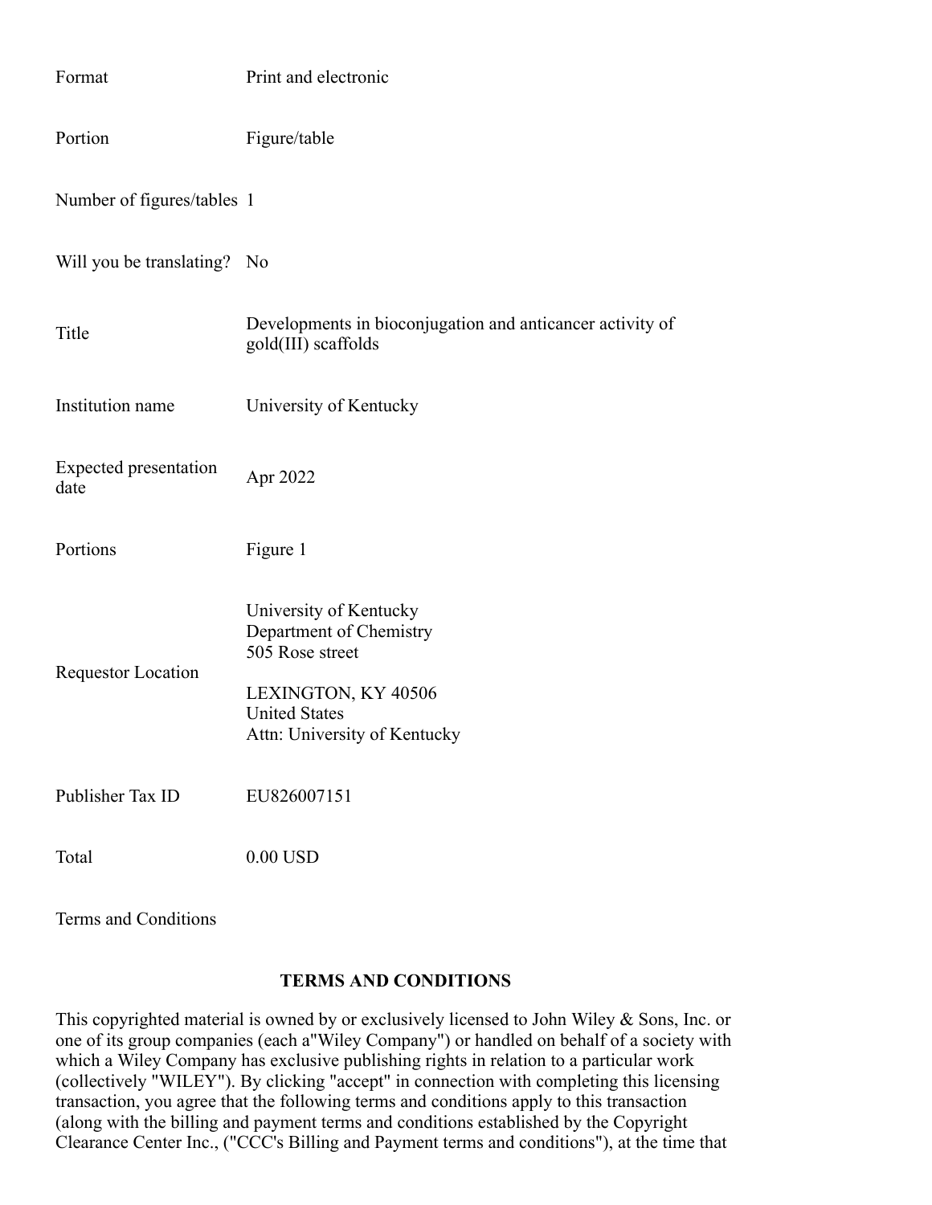| | |
|---|---|
| Format | Print and electronic |
| Portion | Figure/table |
| Number of figures/tables | 1 |
| Will you be translating? | No |
| Title | Developments in bioconjugation and anticancer activity of gold(III) scaffolds |
| Institution name | University of Kentucky |
| Expected presentation date | Apr 2022 |
| Portions | Figure 1 |
| Requestor Location | University of Kentucky<br>Department of Chemistry<br>505 Rose street<br><br>LEXINGTON, KY 40506<br>United States<br>Attn: University of Kentucky |
| Publisher Tax ID | EU826007151 |
| Total | 0.00 USD |

Terms and Conditions

**TERMS AND CONDITIONS**

This copyrighted material is owned by or exclusively licensed to John Wiley & Sons, Inc. or one of its group companies (each a"Wiley Company") or handled on behalf of a society with which a Wiley Company has exclusive publishing rights in relation to a particular work (collectively "WILEY"). By clicking "accept" in connection with completing this licensing transaction, you agree that the following terms and conditions apply to this transaction (along with the billing and payment terms and conditions established by the Copyright Clearance Center Inc., ("CCC's Billing and Payment terms and conditions"), at the time that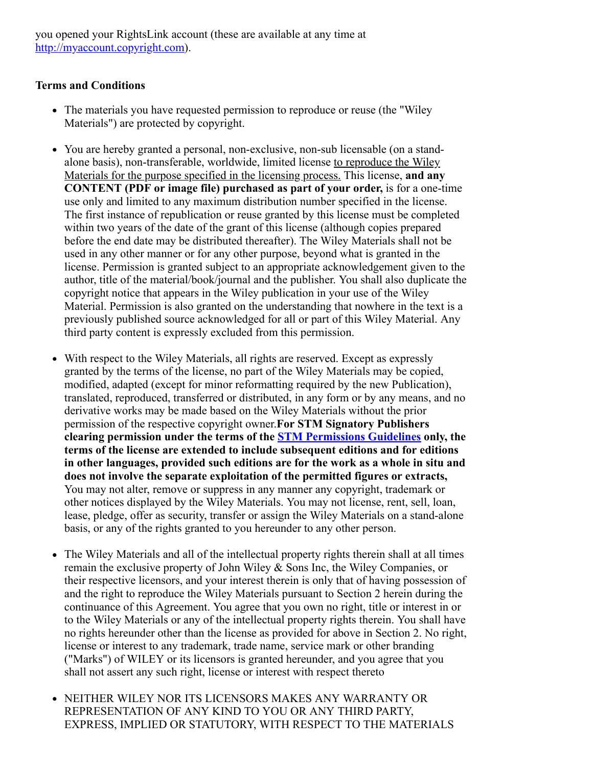you opened your RightsLink account (these are available at any time at [http://myaccount.copyright.com](http://myaccount.copyright.com)).

**Terms and Conditions**

- The materials you have requested permission to reproduce or reuse (the "Wiley Materials") are protected by copyright.

- You are hereby granted a personal, non-exclusive, non-sub licensable (on a stand-alone basis), non-transferable, worldwide, limited license to reproduce the Wiley Materials for the purpose specified in the licensing process. This license, **and any CONTENT (PDF or image file) purchased as part of your order,** is for a one-time use only and limited to any maximum distribution number specified in the license. The first instance of republication or reuse granted by this license must be completed within two years of the date of the grant of this license (although copies prepared before the end date may be distributed thereafter). The Wiley Materials shall not be used in any other manner or for any other purpose, beyond what is granted in the license. Permission is granted subject to an appropriate acknowledgement given to the author, title of the material/book/journal and the publisher. You shall also duplicate the copyright notice that appears in the Wiley publication in your use of the Wiley Material. Permission is also granted on the understanding that nowhere in the text is a previously published source acknowledged for all or part of this Wiley Material. Any third party content is expressly excluded from this permission.

- With respect to the Wiley Materials, all rights are reserved. Except as expressly granted by the terms of the license, no part of the Wiley Materials may be copied, modified, adapted (except for minor reformatting required by the new Publication), translated, reproduced, transferred or distributed, in any form or by any means, and no derivative works may be made based on the Wiley Materials without the prior permission of the respective copyright owner.**For STM Signatory Publishers clearing permission under the terms of the [STM Permissions Guidelines](#) only, the terms of the license are extended to include subsequent editions and for editions in other languages, provided such editions are for the work as a whole in situ and does not involve the separate exploitation of the permitted figures or extracts,** You may not alter, remove or suppress in any manner any copyright, trademark or other notices displayed by the Wiley Materials. You may not license, rent, sell, loan, lease, pledge, offer as security, transfer or assign the Wiley Materials on a stand-alone basis, or any of the rights granted to you hereunder to any other person.

- The Wiley Materials and all of the intellectual property rights therein shall at all times remain the exclusive property of John Wiley & Sons Inc, the Wiley Companies, or their respective licensors, and your interest therein is only that of having possession of and the right to reproduce the Wiley Materials pursuant to Section 2 herein during the continuance of this Agreement. You agree that you own no right, title or interest in or to the Wiley Materials or any of the intellectual property rights therein. You shall have no rights hereunder other than the license as provided for above in Section 2. No right, license or interest to any trademark, trade name, service mark or other branding ("Marks") of WILEY or its licensors is granted hereunder, and you agree that you shall not assert any such right, license or interest with respect thereto

- NEITHER WILEY NOR ITS LICENSORS MAKES ANY WARRANTY OR REPRESENTATION OF ANY KIND TO YOU OR ANY THIRD PARTY, EXPRESS, IMPLIED OR STATUTORY, WITH RESPECT TO THE MATERIALS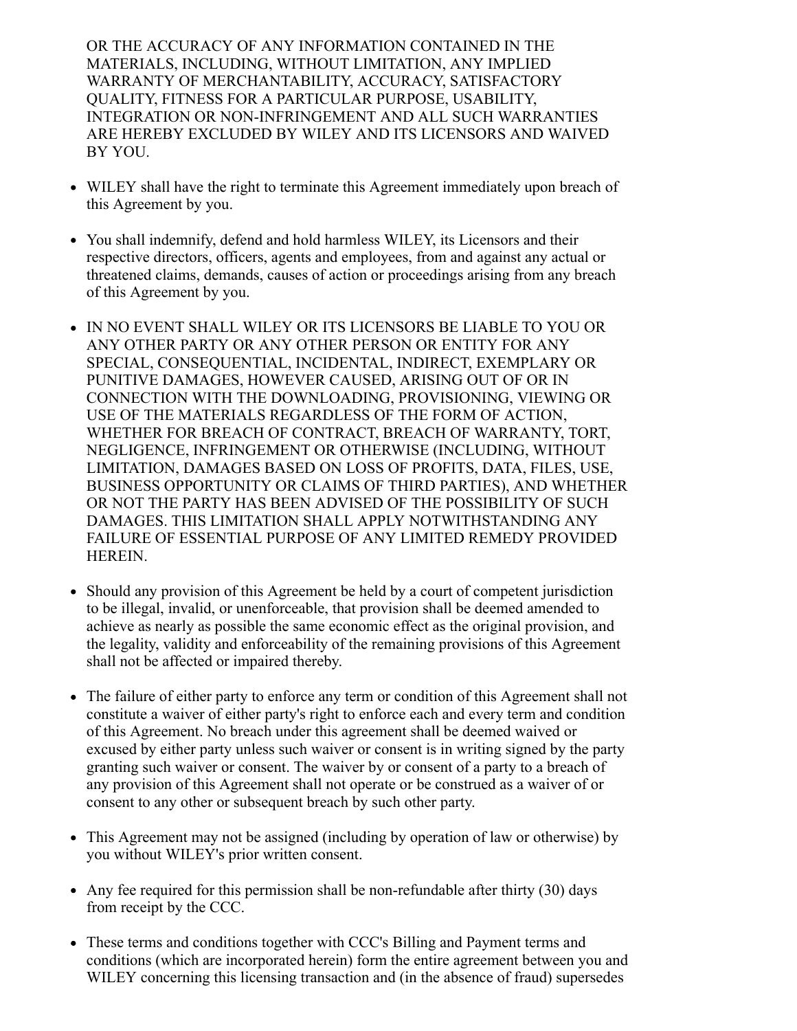OR THE ACCURACY OF ANY INFORMATION CONTAINED IN THE MATERIALS, INCLUDING, WITHOUT LIMITATION, ANY IMPLIED WARRANTY OF MERCHANTABILITY, ACCURACY, SATISFACTORY QUALITY, FITNESS FOR A PARTICULAR PURPOSE, USABILITY, INTEGRATION OR NON-INFRINGEMENT AND ALL SUCH WARRANTIES ARE HEREBY EXCLUDED BY WILEY AND ITS LICENSORS AND WAIVED BY YOU.

- WILEY shall have the right to terminate this Agreement immediately upon breach of this Agreement by you.
- You shall indemnify, defend and hold harmless WILEY, its Licensors and their respective directors, officers, agents and employees, from and against any actual or threatened claims, demands, causes of action or proceedings arising from any breach of this Agreement by you.
- IN NO EVENT SHALL WILEY OR ITS LICENSORS BE LIABLE TO YOU OR ANY OTHER PARTY OR ANY OTHER PERSON OR ENTITY FOR ANY SPECIAL, CONSEQUENTIAL, INCIDENTAL, INDIRECT, EXEMPLARY OR PUNITIVE DAMAGES, HOWEVER CAUSED, ARISING OUT OF OR IN CONNECTION WITH THE DOWNLOADING, PROVISIONING, VIEWING OR USE OF THE MATERIALS REGARDLESS OF THE FORM OF ACTION, WHETHER FOR BREACH OF CONTRACT, BREACH OF WARRANTY, TORT, NEGLIGENCE, INFRINGEMENT OR OTHERWISE (INCLUDING, WITHOUT LIMITATION, DAMAGES BASED ON LOSS OF PROFITS, DATA, FILES, USE, BUSINESS OPPORTUNITY OR CLAIMS OF THIRD PARTIES), AND WHETHER OR NOT THE PARTY HAS BEEN ADVISED OF THE POSSIBILITY OF SUCH DAMAGES. THIS LIMITATION SHALL APPLY NOTWITHSTANDING ANY FAILURE OF ESSENTIAL PURPOSE OF ANY LIMITED REMEDY PROVIDED HEREIN.
- Should any provision of this Agreement be held by a court of competent jurisdiction to be illegal, invalid, or unenforceable, that provision shall be deemed amended to achieve as nearly as possible the same economic effect as the original provision, and the legality, validity and enforceability of the remaining provisions of this Agreement shall not be affected or impaired thereby.
- The failure of either party to enforce any term or condition of this Agreement shall not constitute a waiver of either party's right to enforce each and every term and condition of this Agreement. No breach under this agreement shall be deemed waived or excused by either party unless such waiver or consent is in writing signed by the party granting such waiver or consent. The waiver by or consent of a party to a breach of any provision of this Agreement shall not operate or be construed as a waiver of or consent to any other or subsequent breach by such other party.
- This Agreement may not be assigned (including by operation of law or otherwise) by you without WILEY's prior written consent.
- Any fee required for this permission shall be non-refundable after thirty (30) days from receipt by the CCC.
- These terms and conditions together with CCC's Billing and Payment terms and conditions (which are incorporated herein) form the entire agreement between you and WILEY concerning this licensing transaction and (in the absence of fraud) supersedes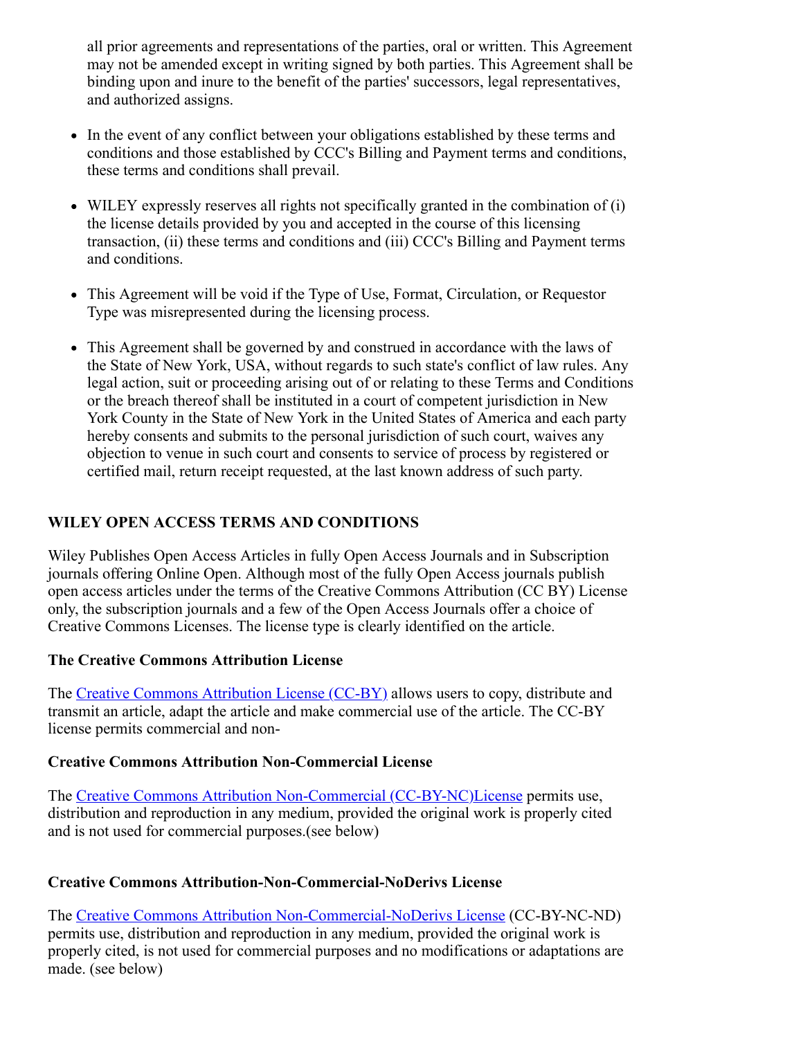all prior agreements and representations of the parties, oral or written. This Agreement may not be amended except in writing signed by both parties. This Agreement shall be binding upon and inure to the benefit of the parties' successors, legal representatives, and authorized assigns.

- In the event of any conflict between your obligations established by these terms and conditions and those established by CCC's Billing and Payment terms and conditions, these terms and conditions shall prevail.

- WILEY expressly reserves all rights not specifically granted in the combination of (i) the license details provided by you and accepted in the course of this licensing transaction, (ii) these terms and conditions and (iii) CCC's Billing and Payment terms and conditions.

- This Agreement will be void if the Type of Use, Format, Circulation, or Requestor Type was misrepresented during the licensing process.

- This Agreement shall be governed by and construed in accordance with the laws of the State of New York, USA, without regards to such state's conflict of law rules. Any legal action, suit or proceeding arising out of or relating to these Terms and Conditions or the breach thereof shall be instituted in a court of competent jurisdiction in New York County in the State of New York in the United States of America and each party hereby consents and submits to the personal jurisdiction of such court, waives any objection to venue in such court and consents to service of process by registered or certified mail, return receipt requested, at the last known address of such party.

## WILEY OPEN ACCESS TERMS AND CONDITIONS

Wiley Publishes Open Access Articles in fully Open Access Journals and in Subscription journals offering Online Open. Although most of the fully Open Access journals publish open access articles under the terms of the Creative Commons Attribution (CC BY) License only, the subscription journals and a few of the Open Access Journals offer a choice of Creative Commons Licenses. The license type is clearly identified on the article.

### The Creative Commons Attribution License

The Creative Commons Attribution License (CC-BY) allows users to copy, distribute and transmit an article, adapt the article and make commercial use of the article. The CC-BY license permits commercial and non-

### Creative Commons Attribution Non-Commercial License

The Creative Commons Attribution Non-Commercial (CC-BY-NC)License permits use, distribution and reproduction in any medium, provided the original work is properly cited and is not used for commercial purposes.(see below)

### Creative Commons Attribution-Non-Commercial-NoDerivs License

The Creative Commons Attribution Non-Commercial-NoDerivs License (CC-BY-NC-ND) permits use, distribution and reproduction in any medium, provided the original work is properly cited, is not used for commercial purposes and no modifications or adaptations are made. (see below)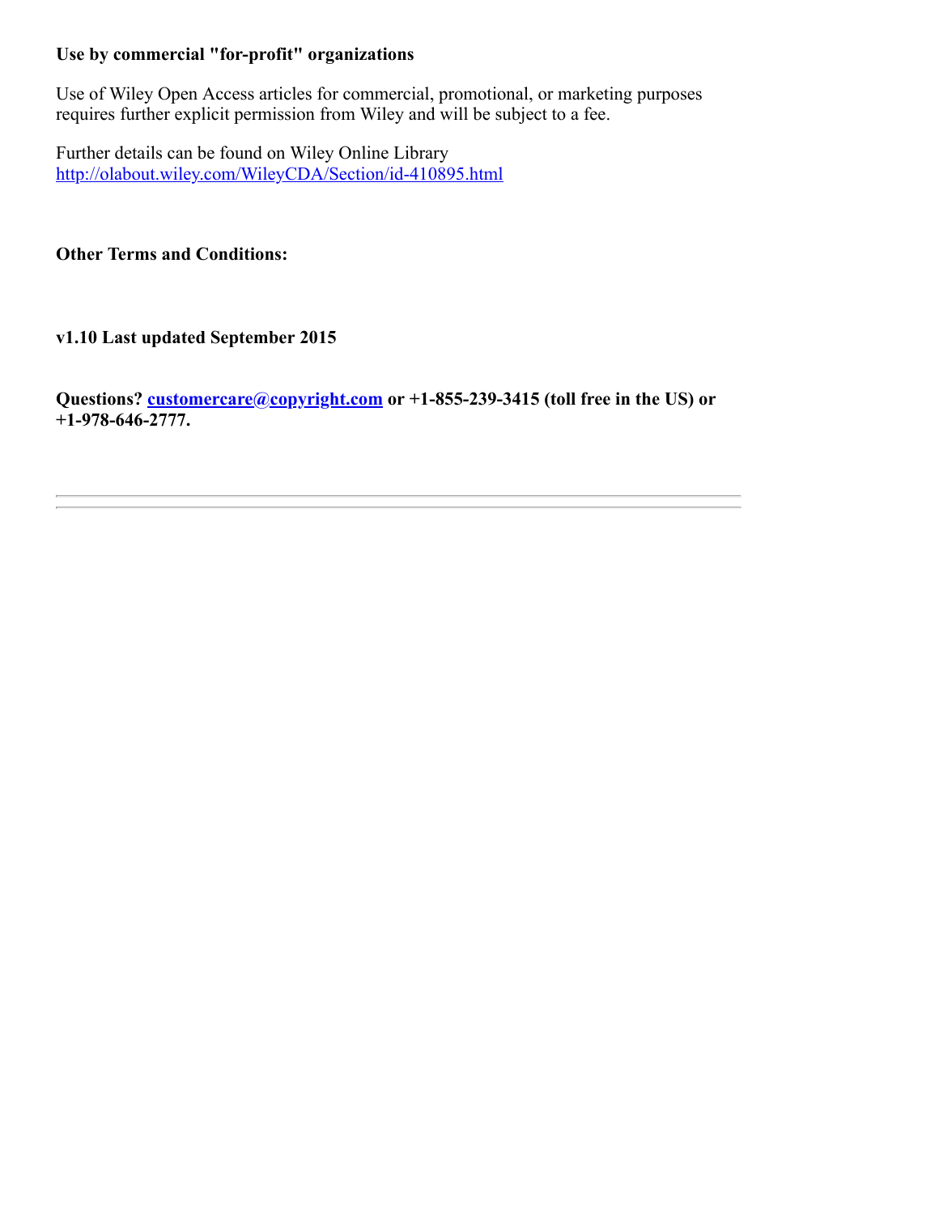**Use by commercial "for-profit" organizations**

Use of Wiley Open Access articles for commercial, promotional, or marketing purposes requires further explicit permission from Wiley and will be subject to a fee.

Further details can be found on Wiley Online Library
[http://olabout.wiley.com/WileyCDA/Section/id-410895.html](http://olabout.wiley.com/WileyCDA/Section/id-410895.html)

**Other Terms and Conditions:**

**v1.10 Last updated September 2015**

**Questions? [customercare@copyright.com](mailto:customercare@copyright.com) or +1-855-239-3415 (toll free in the US) or +1-978-646-2777.**